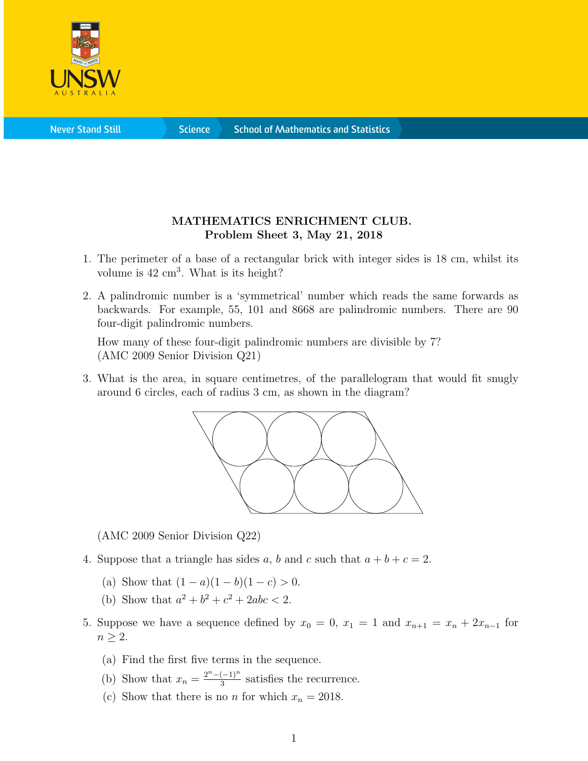**MATHEMATICS ENRICHMENT CLUB.**
**Problem Sheet 3, May 21, 2018**

1. The perimeter of a base of a rectangular brick with integer sides is 18 cm, whilst its volume is 42 cm$^3$. What is its height?

2. A palindromic number is a 'symmetrical' number which reads the same forwards as backwards. For example, 55, 101 and 8668 are palindromic numbers. There are 90 four-digit palindromic numbers.

   How many of these four-digit palindromic numbers are divisible by 7?
   (AMC 2009 Senior Division Q21)

3. What is the area, in square centimetres, of the parallelogram that would fit snugly around 6 circles, each of radius 3 cm, as shown in the diagram?

   (AMC 2009 Senior Division Q22)

4. Suppose that a triangle has sides $a$, $b$ and $c$ such that $a + b + c = 2$.

   (a) Show that $(1 - a)(1 - b)(1 - c) > 0$.

   (b) Show that $a^2 + b^2 + c^2 + 2abc < 2$.

5. Suppose we have a sequence defined by $x_0 = 0$, $x_1 = 1$ and $x_{n+1} = x_n + 2x_{n-1}$ for $n \geq 2$.

   (a) Find the first five terms in the sequence.

   (b) Show that $x_n = \frac{2^n - (-1)^n}{3}$ satisfies the recurrence.

   (c) Show that there is no $n$ for which $x_n = 2018$.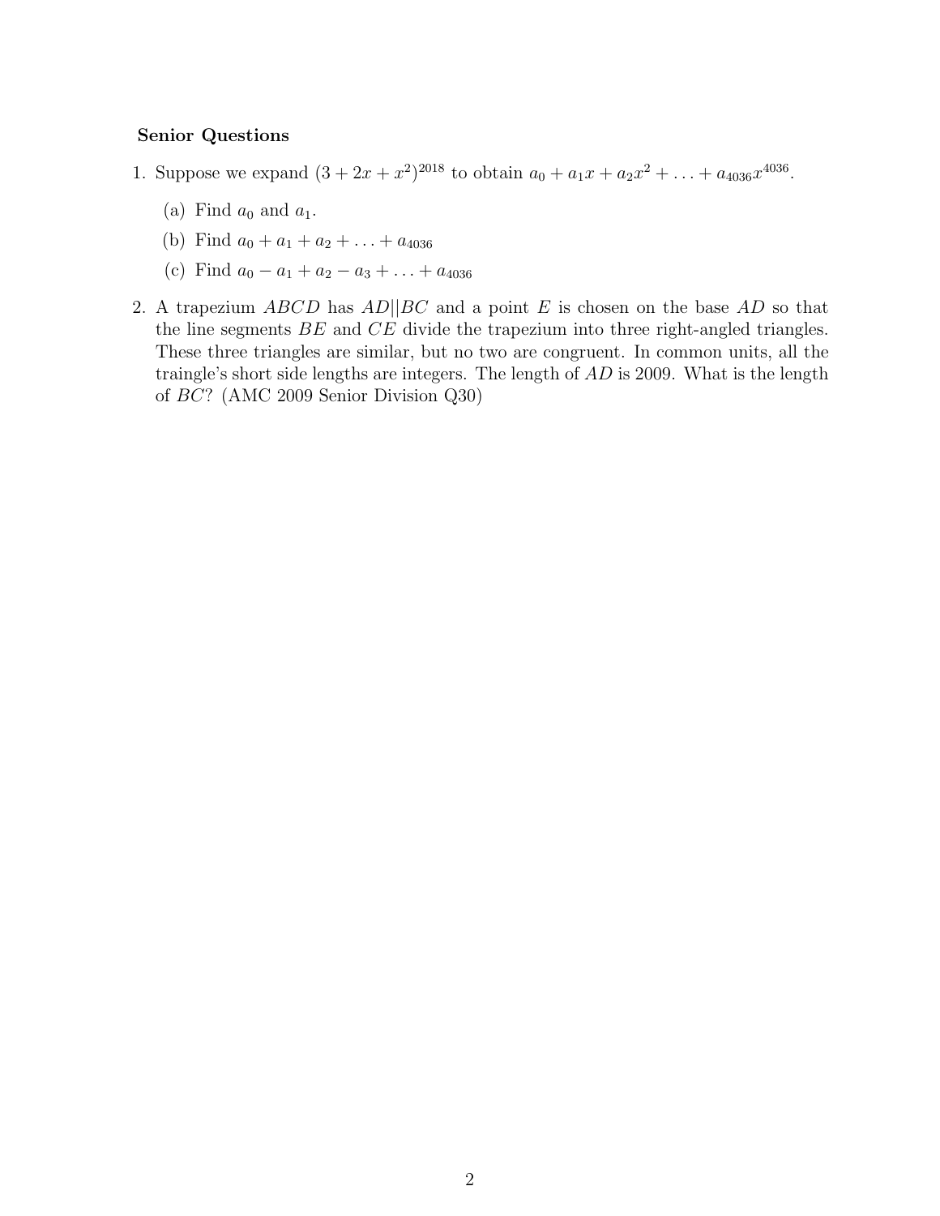**Senior Questions**

1. Suppose we expand $(3 + 2x + x^2)^{2018}$ to obtain $a_0 + a_1x + a_2x^2 + \ldots + a_{4036}x^{4036}$.

   (a) Find $a_0$ and $a_1$.

   (b) Find $a_0 + a_1 + a_2 + \ldots + a_{4036}$

   (c) Find $a_0 - a_1 + a_2 - a_3 + \ldots + a_{4036}$

2. A trapezium $ABCD$ has $AD||BC$ and a point $E$ is chosen on the base $AD$ so that the line segments $BE$ and $CE$ divide the trapezium into three right-angled triangles. These three triangles are similar, but no two are congruent. In common units, all the traingle's short side lengths are integers. The length of $AD$ is 2009. What is the length of $BC$? (AMC 2009 Senior Division Q30)